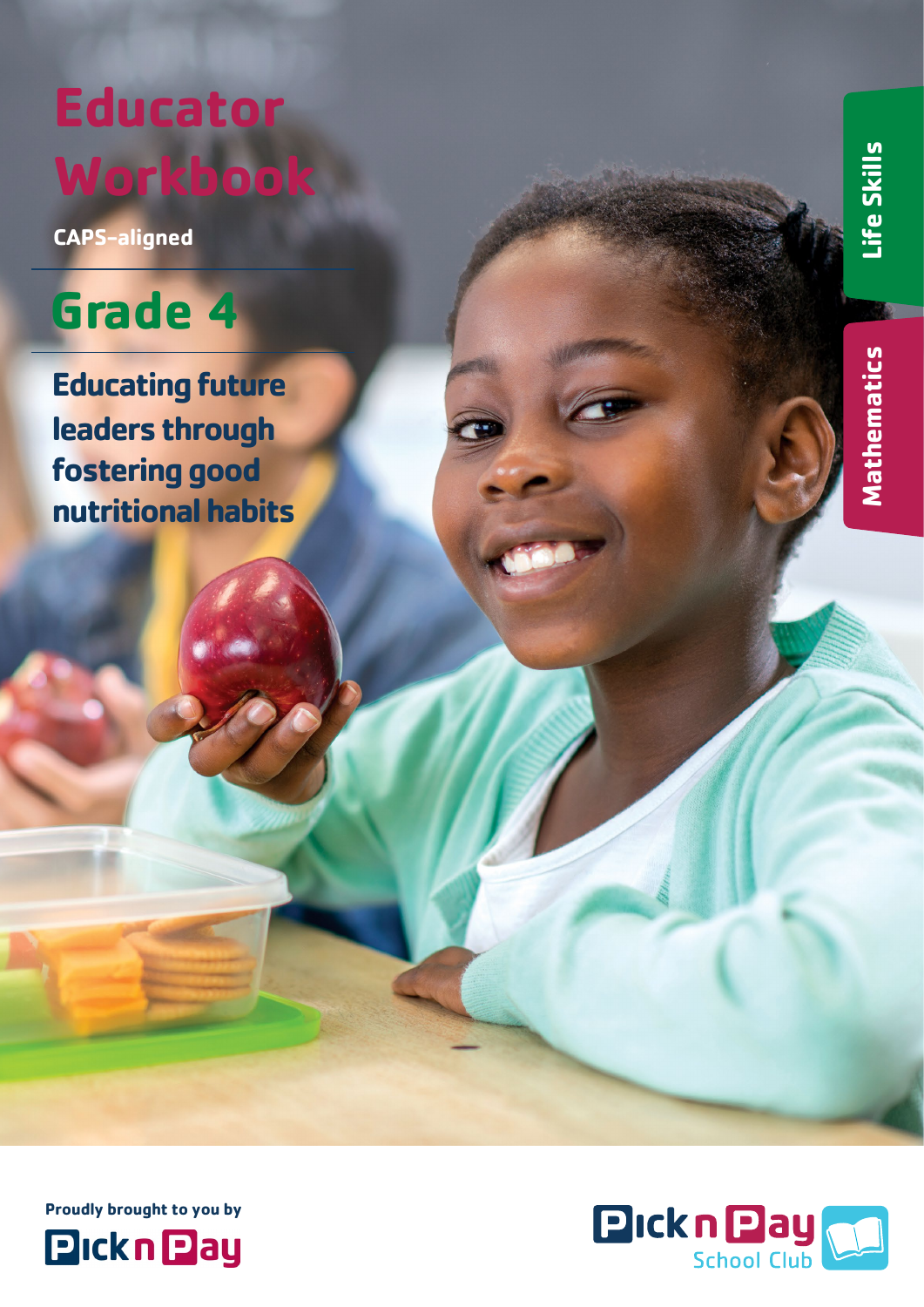# Educator Workbook

CAPS-aligned

## Grade 4

**Educating future leaders through fostering good nutritional habits**

Life Skills

Mathematics

Proudly brought to you by

Pick n Pay

Pick n Pay School Club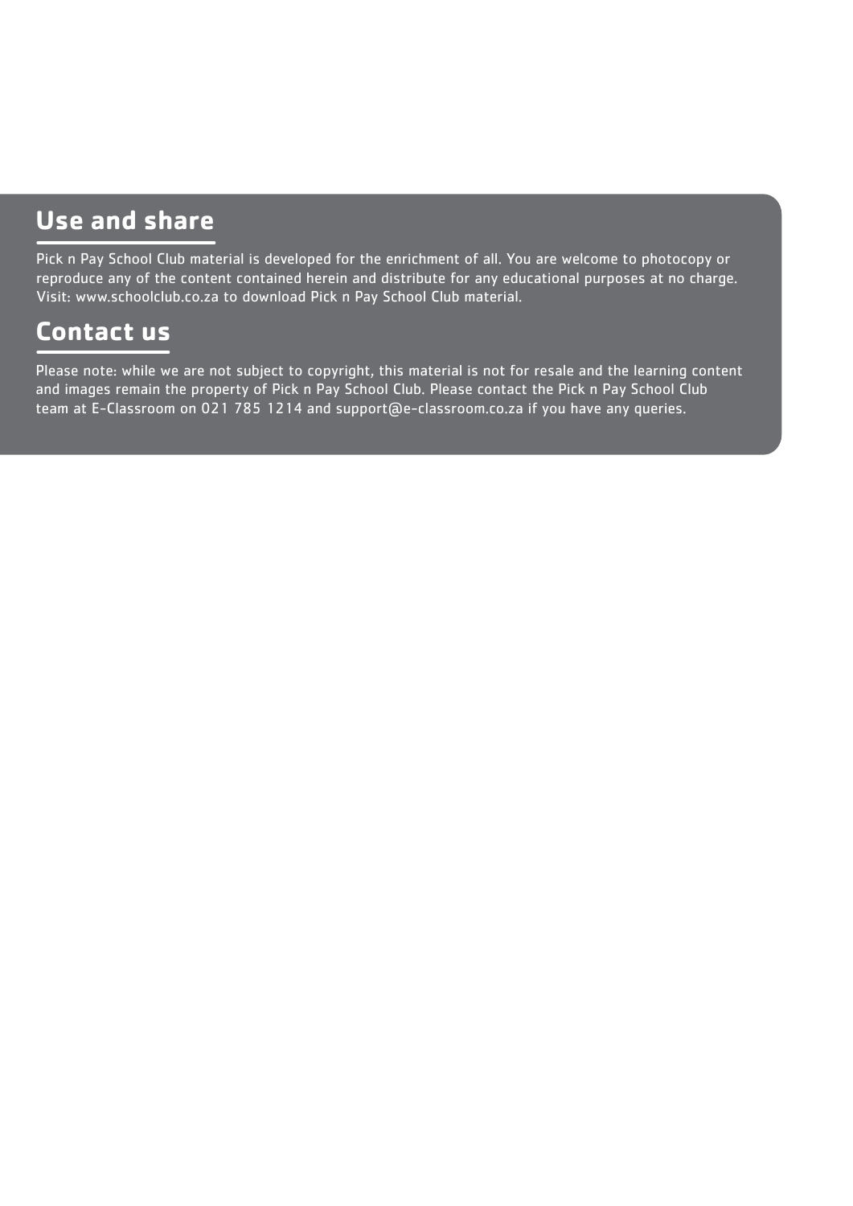## Use and share

Pick n Pay School Club material is developed for the enrichment of all. You are welcome to photocopy or reproduce any of the content contained herein and distribute for any educational purposes at no charge. Visit: www.schoolclub.co.za to download Pick n Pay School Club material.

## Contact us

Please note: while we are not subject to copyright, this material is not for resale and the learning content and images remain the property of Pick n Pay School Club. Please contact the Pick n Pay School Club team at E-Classroom on 021 785 1214 and support@e-classroom.co.za if you have any queries.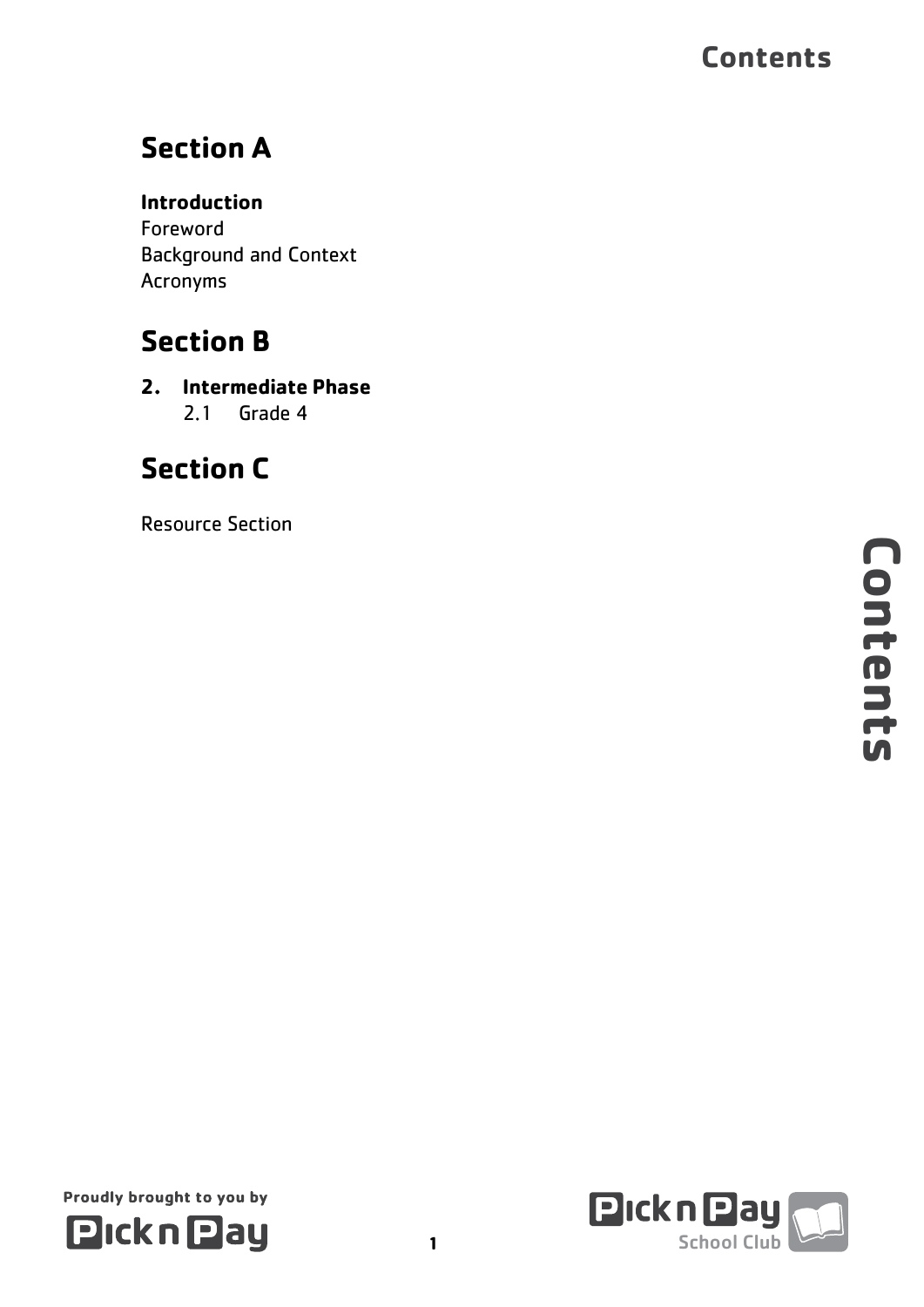# Contents

## Section A

**Introduction**

Foreword

Background and Context

Acronyms

## Section B

**2. Intermediate Phase**

2.1 Grade 4

## Section C

Resource Section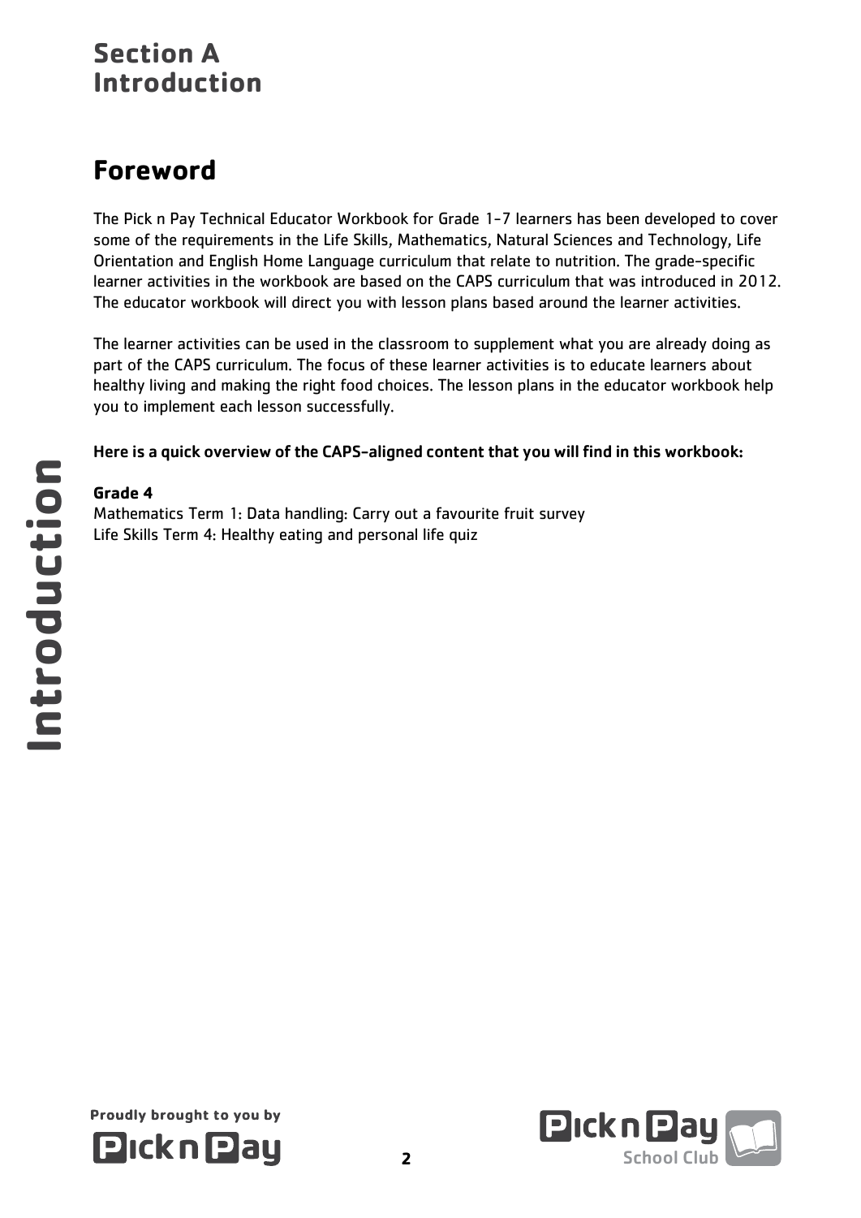# Section A
# Introduction

## Foreword

The Pick n Pay Technical Educator Workbook for Grade 1-7 learners has been developed to cover some of the requirements in the Life Skills, Mathematics, Natural Sciences and Technology, Life Orientation and English Home Language curriculum that relate to nutrition. The grade-specific learner activities in the workbook are based on the CAPS curriculum that was introduced in 2012. The educator workbook will direct you with lesson plans based around the learner activities.

The learner activities can be used in the classroom to supplement what you are already doing as part of the CAPS curriculum. The focus of these learner activities is to educate learners about healthy living and making the right food choices. The lesson plans in the educator workbook help you to implement each lesson successfully.

**Here is a quick overview of the CAPS-aligned content that you will find in this workbook:**

**Grade 4**
Mathematics Term 1: Data handling: Carry out a favourite fruit survey
Life Skills Term 4: Healthy eating and personal life quiz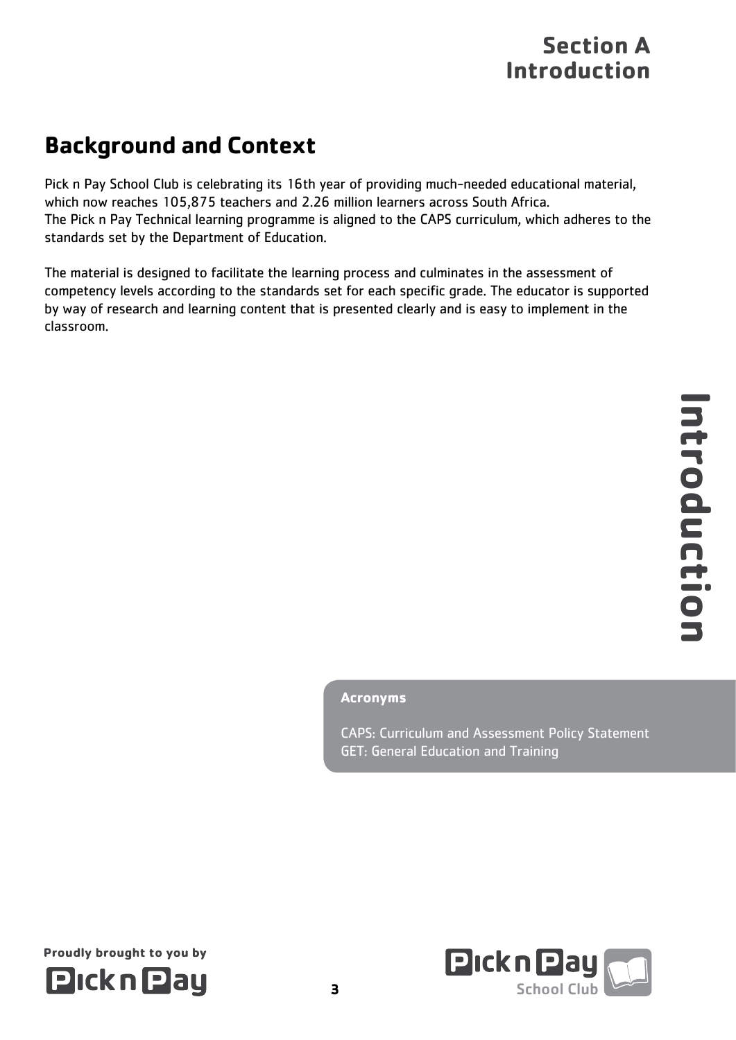# Section A
# Introduction

## Background and Context

Pick n Pay School Club is celebrating its 16th year of providing much-needed educational material, which now reaches 105,875 teachers and 2.26 million learners across South Africa.
The Pick n Pay Technical learning programme is aligned to the CAPS curriculum, which adheres to the standards set by the Department of Education.

The material is designed to facilitate the learning process and culminates in the assessment of competency levels according to the standards set for each specific grade. The educator is supported by way of research and learning content that is presented clearly and is easy to implement in the classroom.

**Acronyms**

CAPS: Curriculum and Assessment Policy Statement
GET: General Education and Training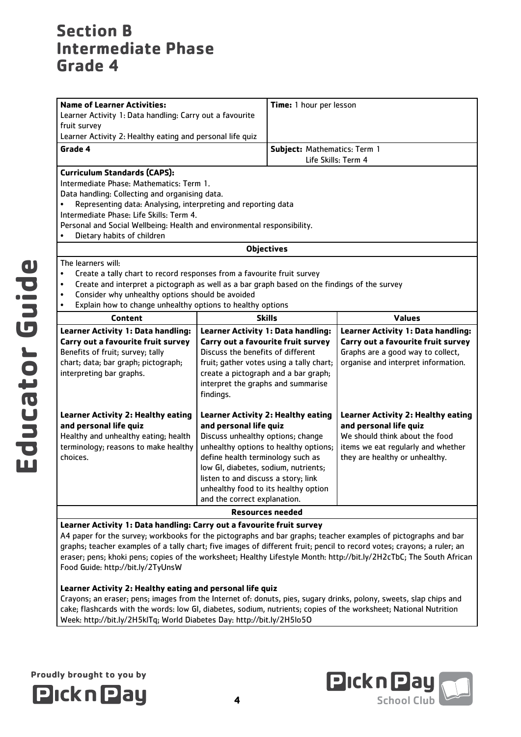# Section B
# Intermediate Phase
# Grade 4

| **Name of Learner Activities:** Learner Activity 1: Data handling: Carry out a favourite fruit survey Learner Activity 2: Healthy eating and personal life quiz | | **Time:** 1 hour per lesson |
|---|---|---|
| **Grade 4** | | **Subject:** Mathematics: Term 1 Life Skills: Term 4 |

**Curriculum Standards (CAPS):**
Intermediate Phase: Mathematics: Term 1.
Data handling: Collecting and organising data.
- Representing data: Analysing, interpreting and reporting data

Intermediate Phase: Life Skills: Term 4.
Personal and Social Wellbeing: Health and environmental responsibility.
- Dietary habits of children

**Objectives**

The learners will:
- Create a tally chart to record responses from a favourite fruit survey
- Create and interpret a pictograph as well as a bar graph based on the findings of the survey
- Consider why unhealthy options should be avoided
- Explain how to change unhealthy options to healthy options

| Content | Skills | Values |
|---|---|---|
| **Learner Activity 1: Data handling: Carry out a favourite fruit survey** Benefits of fruit; survey; tally chart; data; bar graph; pictograph; interpreting bar graphs. | **Learner Activity 1: Data handling: Carry out a favourite fruit survey** Discuss the benefits of different fruit; gather votes using a tally chart; create a pictograph and a bar graph; interpret the graphs and summarise findings. | **Learner Activity 1: Data handling: Carry out a favourite fruit survey** Graphs are a good way to collect, organise and interpret information. |
| **Learner Activity 2: Healthy eating and personal life quiz** Healthy and unhealthy eating; health terminology; reasons to make healthy choices. | **Learner Activity 2: Healthy eating and personal life quiz** Discuss unhealthy options; change unhealthy options to healthy options; define health terminology such as low GI, diabetes, sodium, nutrients; listen to and discuss a story; link unhealthy food to its healthy option and the correct explanation. | **Learner Activity 2: Healthy eating and personal life quiz** We should think about the food items we eat regularly and whether they are healthy or unhealthy. |

**Resources needed**

**Learner Activity 1: Data handling: Carry out a favourite fruit survey**
A4 paper for the survey; workbooks for the pictographs and bar graphs; teacher examples of pictographs and bar graphs; teacher examples of a tally chart; five images of different fruit; pencil to record votes; crayons; a ruler; an eraser; pens; khoki pens; copies of the worksheet; Healthy Lifestyle Month: http://bit.ly/2H2cTbC; The South African Food Guide: http://bit.ly/2TyUnsW

**Learner Activity 2: Healthy eating and personal life quiz**
Crayons; an eraser; pens; images from the Internet of: donuts, pies, sugary drinks, polony, sweets, slap chips and cake; flashcards with the words: low GI, diabetes, sodium, nutrients; copies of the worksheet; National Nutrition Week: http://bit.ly/2H5klTq; World Diabetes Day: http://bit.ly/2H5lo5O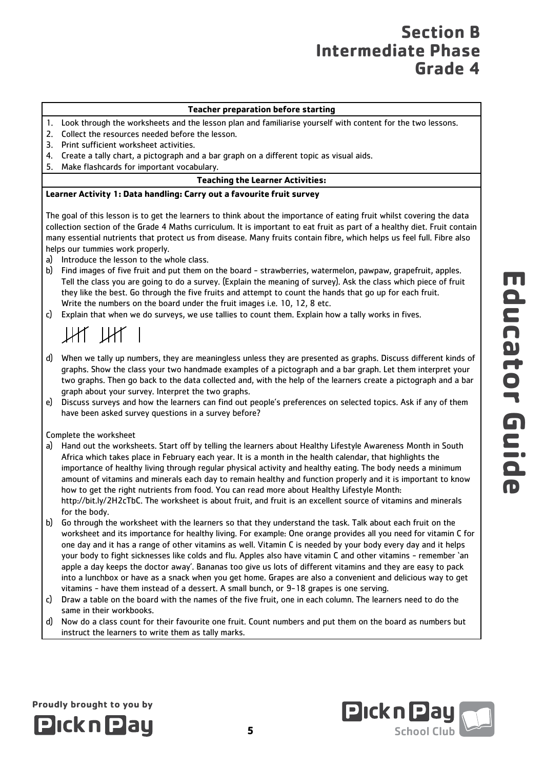# Section B Intermediate Phase Grade 4

**Teacher preparation before starting**

1. Look through the worksheets and the lesson plan and familiarise yourself with content for the two lessons.
2. Collect the resources needed before the lesson.
3. Print sufficient worksheet activities.
4. Create a tally chart, a pictograph and a bar graph on a different topic as visual aids.
5. Make flashcards for important vocabulary.

**Teaching the Learner Activities:**

**Learner Activity 1: Data handling: Carry out a favourite fruit survey**

The goal of this lesson is to get the learners to think about the importance of eating fruit whilst covering the data collection section of the Grade 4 Maths curriculum. It is important to eat fruit as part of a healthy diet. Fruit contain many essential nutrients that protect us from disease. Many fruits contain fibre, which helps us feel full. Fibre also helps our tummies work properly.

a) Introduce the lesson to the whole class.
b) Find images of five fruit and put them on the board - strawberries, watermelon, pawpaw, grapefruit, apples. Tell the class you are going to do a survey. (Explain the meaning of survey). Ask the class which piece of fruit they like the best. Go through the five fruits and attempt to count the hands that go up for each fruit. Write the numbers on the board under the fruit images i.e. 10, 12, 8 etc.
c) Explain that when we do surveys, we use tallies to count them. Explain how a tally works in fives.

卌 卌 |

d) When we tally up numbers, they are meaningless unless they are presented as graphs. Discuss different kinds of graphs. Show the class your two handmade examples of a pictograph and a bar graph. Let them interpret your two graphs. Then go back to the data collected and, with the help of the learners create a pictograph and a bar graph about your survey. Interpret the two graphs.
e) Discuss surveys and how the learners can find out people's preferences on selected topics. Ask if any of them have been asked survey questions in a survey before?

Complete the worksheet

a) Hand out the worksheets. Start off by telling the learners about Healthy Lifestyle Awareness Month in South Africa which takes place in February each year. It is a month in the health calendar, that highlights the importance of healthy living through regular physical activity and healthy eating. The body needs a minimum amount of vitamins and minerals each day to remain healthy and function properly and it is important to know how to get the right nutrients from food. You can read more about Healthy Lifestyle Month: http://bit.ly/2H2cTbC. The worksheet is about fruit, and fruit is an excellent source of vitamins and minerals for the body.
b) Go through the worksheet with the learners so that they understand the task. Talk about each fruit on the worksheet and its importance for healthy living. For example: One orange provides all you need for vitamin C for one day and it has a range of other vitamins as well. Vitamin C is needed by your body every day and it helps your body to fight sicknesses like colds and flu. Apples also have vitamin C and other vitamins - remember 'an apple a day keeps the doctor away'. Bananas too give us lots of different vitamins and they are easy to pack into a lunchbox or have as a snack when you get home. Grapes are also a convenient and delicious way to get vitamins - have them instead of a dessert. A small bunch, or 9-18 grapes is one serving.
c) Draw a table on the board with the names of the five fruit, one in each column. The learners need to do the same in their workbooks.
d) Now do a class count for their favourite one fruit. Count numbers and put them on the board as numbers but instruct the learners to write them as tally marks.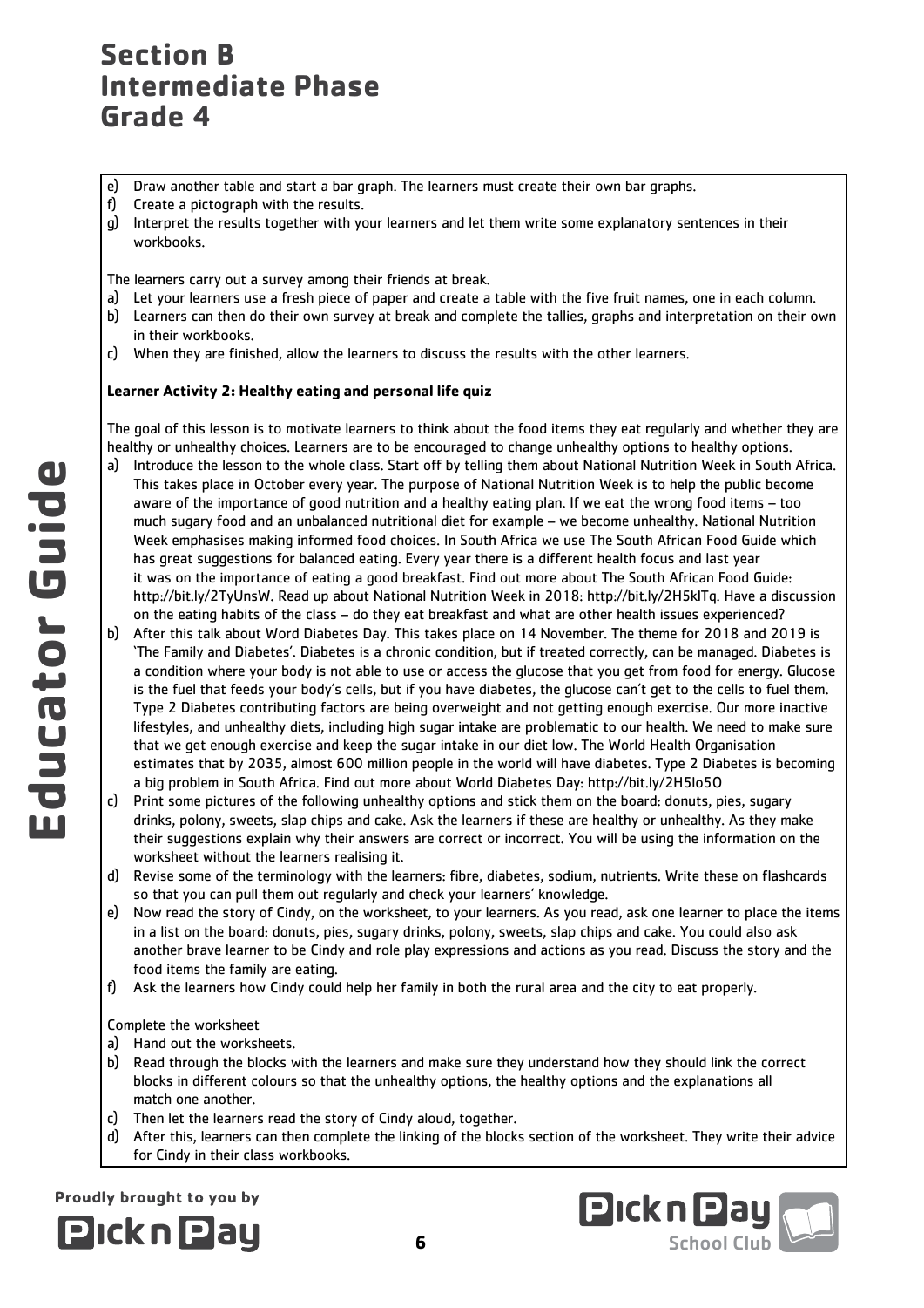# Section B
# Intermediate Phase
# Grade 4

e) Draw another table and start a bar graph. The learners must create their own bar graphs.
f) Create a pictograph with the results.
g) Interpret the results together with your learners and let them write some explanatory sentences in their workbooks.

The learners carry out a survey among their friends at break.

a) Let your learners use a fresh piece of paper and create a table with the five fruit names, one in each column.
b) Learners can then do their own survey at break and complete the tallies, graphs and interpretation on their own in their workbooks.
c) When they are finished, allow the learners to discuss the results with the other learners.

**Learner Activity 2: Healthy eating and personal life quiz**

The goal of this lesson is to motivate learners to think about the food items they eat regularly and whether they are healthy or unhealthy choices. Learners are to be encouraged to change unhealthy options to healthy options.

a) Introduce the lesson to the whole class. Start off by telling them about National Nutrition Week in South Africa. This takes place in October every year. The purpose of National Nutrition Week is to help the public become aware of the importance of good nutrition and a healthy eating plan. If we eat the wrong food items – too much sugary food and an unbalanced nutritional diet for example – we become unhealthy. National Nutrition Week emphasises making informed food choices. In South Africa we use The South African Food Guide which has great suggestions for balanced eating. Every year there is a different health focus and last year it was on the importance of eating a good breakfast. Find out more about The South African Food Guide: http://bit.ly/2TyUnsW. Read up about National Nutrition Week in 2018: http://bit.ly/2H5klTq. Have a discussion on the eating habits of the class – do they eat breakfast and what are other health issues experienced?
b) After this talk about Word Diabetes Day. This takes place on 14 November. The theme for 2018 and 2019 is 'The Family and Diabetes'. Diabetes is a chronic condition, but if treated correctly, can be managed. Diabetes is a condition where your body is not able to use or access the glucose that you get from food for energy. Glucose is the fuel that feeds your body's cells, but if you have diabetes, the glucose can't get to the cells to fuel them. Type 2 Diabetes contributing factors are being overweight and not getting enough exercise. Our more inactive lifestyles, and unhealthy diets, including high sugar intake are problematic to our health. We need to make sure that we get enough exercise and keep the sugar intake in our diet low. The World Health Organisation estimates that by 2035, almost 600 million people in the world will have diabetes. Type 2 Diabetes is becoming a big problem in South Africa. Find out more about World Diabetes Day: http://bit.ly/2H5lo5O
c) Print some pictures of the following unhealthy options and stick them on the board: donuts, pies, sugary drinks, polony, sweets, slap chips and cake. Ask the learners if these are healthy or unhealthy. As they make their suggestions explain why their answers are correct or incorrect. You will be using the information on the worksheet without the learners realising it.
d) Revise some of the terminology with the learners: fibre, diabetes, sodium, nutrients. Write these on flashcards so that you can pull them out regularly and check your learners' knowledge.
e) Now read the story of Cindy, on the worksheet, to your learners. As you read, ask one learner to place the items in a list on the board: donuts, pies, sugary drinks, polony, sweets, slap chips and cake. You could also ask another brave learner to be Cindy and role play expressions and actions as you read. Discuss the story and the food items the family are eating.
f) Ask the learners how Cindy could help her family in both the rural area and the city to eat properly.

Complete the worksheet

a) Hand out the worksheets.
b) Read through the blocks with the learners and make sure they understand how they should link the correct blocks in different colours so that the unhealthy options, the healthy options and the explanations all match one another.
c) Then let the learners read the story of Cindy aloud, together.
d) After this, learners can then complete the linking of the blocks section of the worksheet. They write their advice for Cindy in their class workbooks.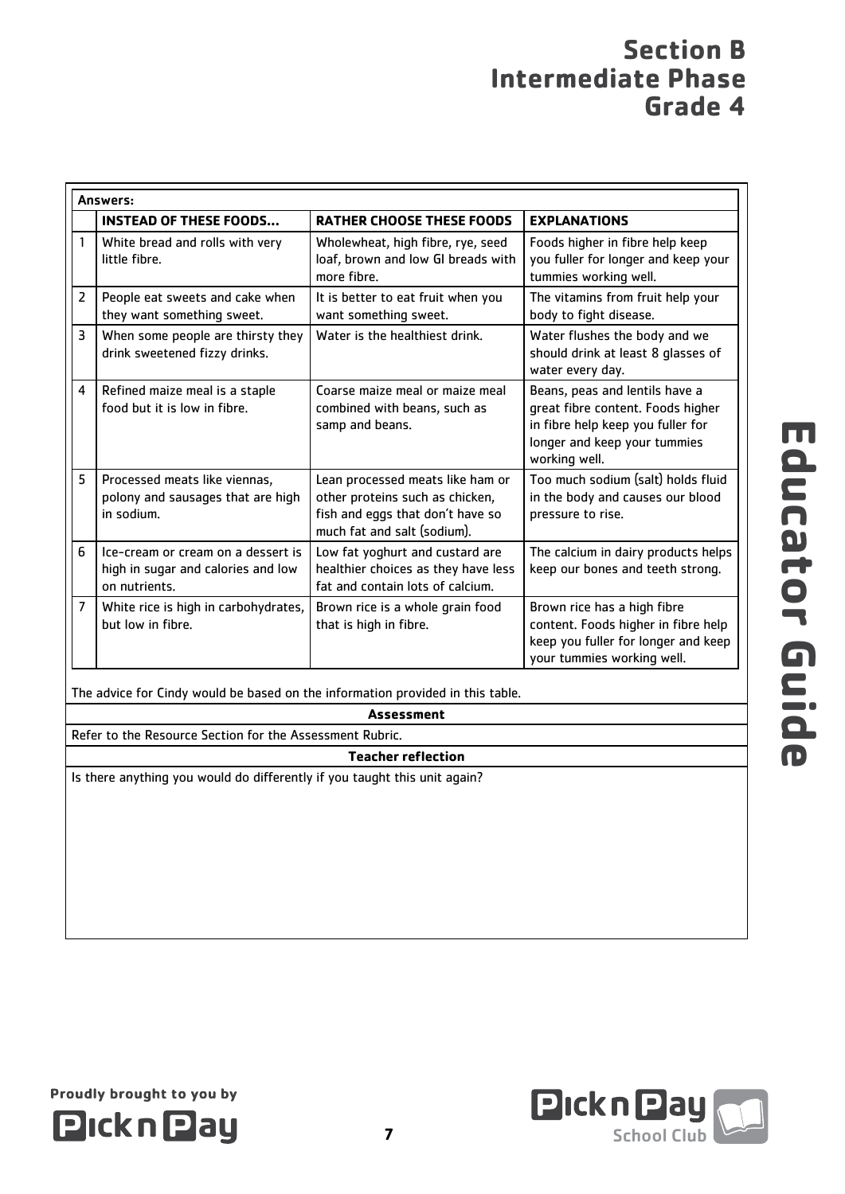# Section B
# Intermediate Phase
# Grade 4

**Answers:**

| | INSTEAD OF THESE FOODS... | RATHER CHOOSE THESE FOODS | EXPLANATIONS |
|---|---|---|---|
| 1 | White bread and rolls with very little fibre. | Wholewheat, high fibre, rye, seed loaf, brown and low GI breads with more fibre. | Foods higher in fibre help keep you fuller for longer and keep your tummies working well. |
| 2 | People eat sweets and cake when they want something sweet. | It is better to eat fruit when you want something sweet. | The vitamins from fruit help your body to fight disease. |
| 3 | When some people are thirsty they drink sweetened fizzy drinks. | Water is the healthiest drink. | Water flushes the body and we should drink at least 8 glasses of water every day. |
| 4 | Refined maize meal is a staple food but it is low in fibre. | Coarse maize meal or maize meal combined with beans, such as samp and beans. | Beans, peas and lentils have a great fibre content. Foods higher in fibre help keep you fuller for longer and keep your tummies working well. |
| 5 | Processed meats like viennas, polony and sausages that are high in sodium. | Lean processed meats like ham or other proteins such as chicken, fish and eggs that don't have so much fat and salt (sodium). | Too much sodium (salt) holds fluid in the body and causes our blood pressure to rise. |
| 6 | Ice-cream or cream on a dessert is high in sugar and calories and low on nutrients. | Low fat yoghurt and custard are healthier choices as they have less fat and contain lots of calcium. | The calcium in dairy products helps keep our bones and teeth strong. |
| 7 | White rice is high in carbohydrates, but low in fibre. | Brown rice is a whole grain food that is high in fibre. | Brown rice has a high fibre content. Foods higher in fibre help keep you fuller for longer and keep your tummies working well. |

The advice for Cindy would be based on the information provided in this table.

**Assessment**

Refer to the Resource Section for the Assessment Rubric.

**Teacher reflection**

Is there anything you would do differently if you taught this unit again?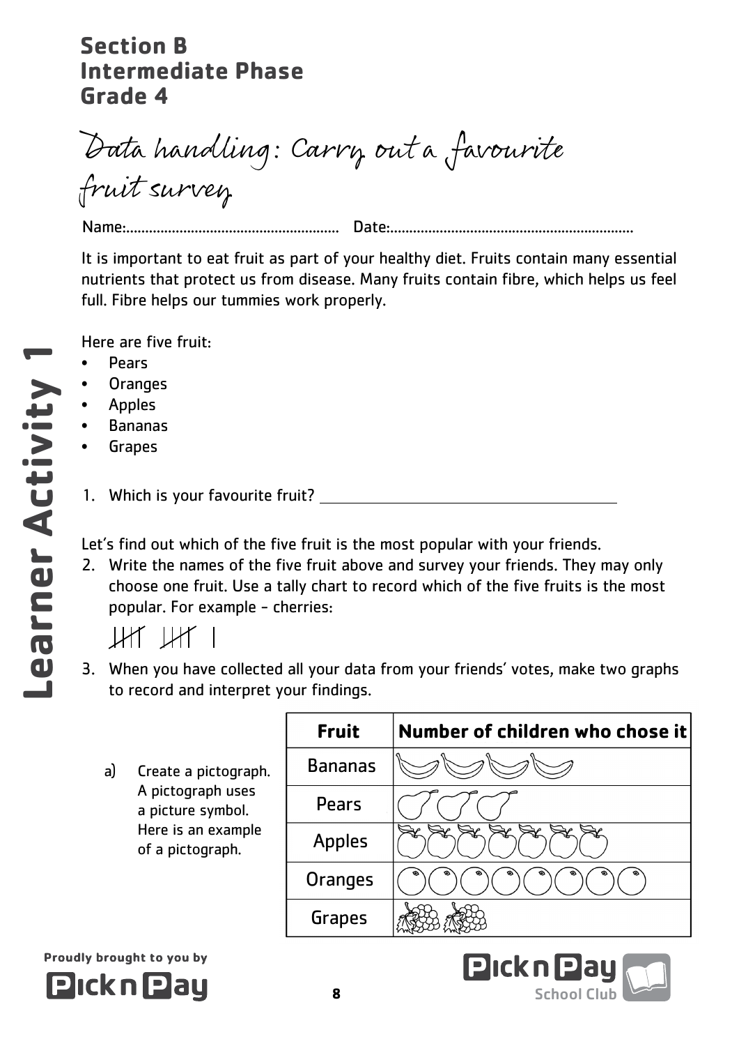**Section B**
**Intermediate Phase**
**Grade 4**

# Data handling: Carry out a favourite fruit survey

**Learner Activity 1**

Name:........................................................ Date:................................................................

It is important to eat fruit as part of your healthy diet. Fruits contain many essential nutrients that protect us from disease. Many fruits contain fibre, which helps us feel full. Fibre helps our tummies work properly.

Here are five fruit:

- Pears
- Oranges
- Apples
- Bananas
- Grapes

1. Which is your favourite fruit? ________________________________

Let's find out which of the five fruit is the most popular with your friends.

2. Write the names of the five fruit above and survey your friends. They may only choose one fruit. Use a tally chart to record which of the five fruits is the most popular. For example - cherries:

    𝍸 𝍸 |

3. When you have collected all your data from your friends' votes, make two graphs to record and interpret your findings.

    a) Create a pictograph. A pictograph uses a picture symbol. Here is an example of a pictograph.

| Fruit | Number of children who chose it |
|---|---|
| Bananas | 🍌🍌🍌🍌 |
| Pears | 🍐🍐🍐 |
| Apples | 🍎🍎🍎🍎🍎🍎🍎 |
| Oranges | 🍊🍊🍊🍊🍊🍊🍊🍊 |
| Grapes | 🍇🍇 |

Proudly brought to you by Pick n Pay

Pick n Pay School Club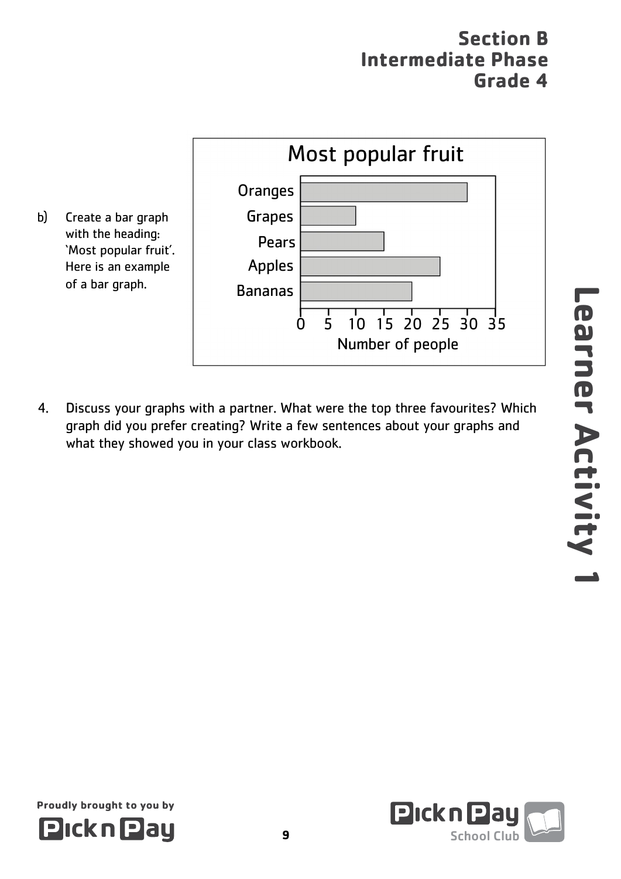b) Create a bar graph with the heading: 'Most popular fruit'. Here is an example of a bar graph.

**Most popular fruit**

| Fruit | Number of people |
| --- | --- |
| Oranges | 30 |
| Grapes | 10 |
| Pears | 15 |
| Apples | 25 |
| Bananas | 20 |

4. Discuss your graphs with a partner. What were the top three favourites? Which graph did you prefer creating? Write a few sentences about your graphs and what they showed you in your class workbook.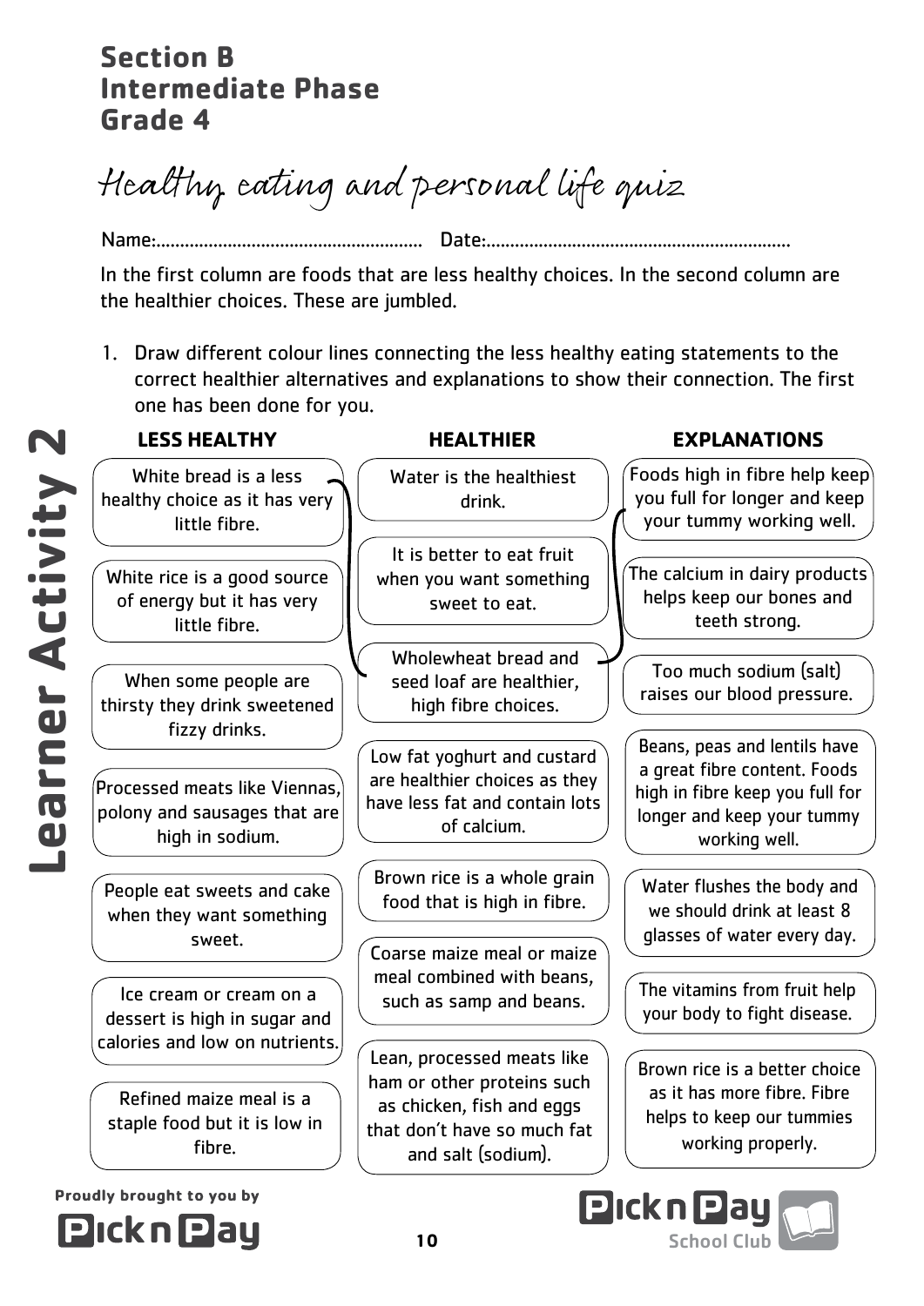**Section B**
**Intermediate Phase**
**Grade 4**

# Healthy eating and personal life quiz

Name:........................................................ Date:................................................................

In the first column are foods that are less healthy choices. In the second column are the healthier choices. These are jumbled.

1. Draw different colour lines connecting the less healthy eating statements to the correct healthier alternatives and explanations to show their connection. The first one has been done for you.

**Learner Activity 2**

| LESS HEALTHY | HEALTHIER | EXPLANATIONS |
|---|---|---|
| White bread is a less healthy choice as it has very little fibre. | Water is the healthiest drink. | Foods high in fibre help keep you full for longer and keep your tummy working well. |
| White rice is a good source of energy but it has very little fibre. | It is better to eat fruit when you want something sweet to eat. | The calcium in dairy products helps keep our bones and teeth strong. |
| When some people are thirsty they drink sweetened fizzy drinks. | Wholewheat bread and seed loaf are healthier, high fibre choices. | Too much sodium (salt) raises our blood pressure. |
| Processed meats like Viennas, polony and sausages that are high in sodium. | Low fat yoghurt and custard are healthier choices as they have less fat and contain lots of calcium. | Beans, peas and lentils have a great fibre content. Foods high in fibre keep you full for longer and keep your tummy working well. |
| People eat sweets and cake when they want something sweet. | Brown rice is a whole grain food that is high in fibre. | Water flushes the body and we should drink at least 8 glasses of water every day. |
| Ice cream or cream on a dessert is high in sugar and calories and low on nutrients. | Coarse maize meal or maize meal combined with beans, such as samp and beans. | The vitamins from fruit help your body to fight disease. |
| Refined maize meal is a staple food but it is low in fibre. | Lean, processed meats like ham or other proteins such as chicken, fish and eggs that don't have so much fat and salt (sodium). | Brown rice is a better choice as it has more fibre. Fibre helps to keep our tummies working properly. |

Proudly brought to you by Pick n Pay

Pick n Pay School Club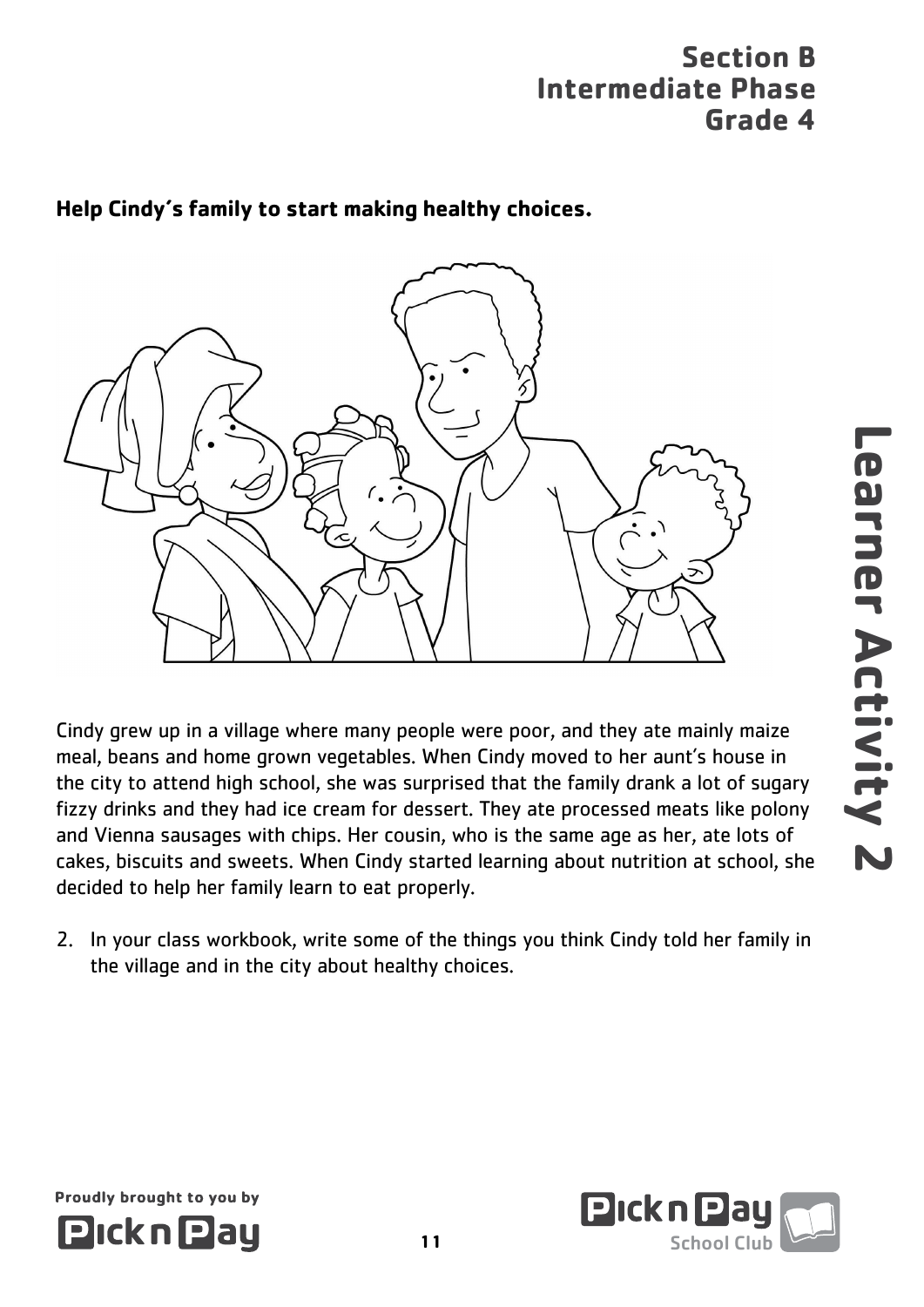# Section B
## Intermediate Phase
## Grade 4

# Learner Activity 2

**Help Cindy's family to start making healthy choices.**

Cindy grew up in a village where many people were poor, and they ate mainly maize meal, beans and home grown vegetables. When Cindy moved to her aunt's house in the city to attend high school, she was surprised that the family drank a lot of sugary fizzy drinks and they had ice cream for dessert. They ate processed meats like polony and Vienna sausages with chips. Her cousin, who is the same age as her, ate lots of cakes, biscuits and sweets. When Cindy started learning about nutrition at school, she decided to help her family learn to eat properly.

2. In your class workbook, write some of the things you think Cindy told her family in the village and in the city about healthy choices.

Proudly brought to you by Pick n Pay

Pick n Pay School Club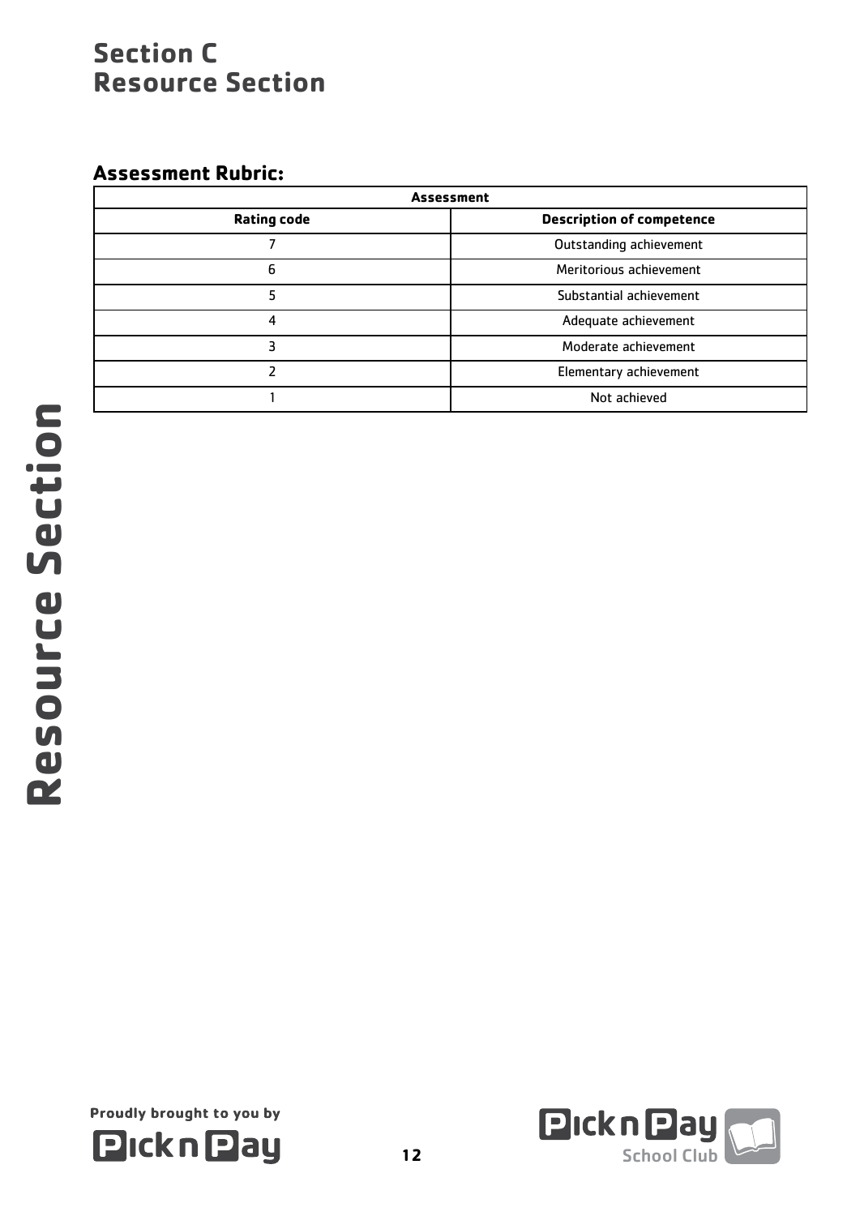# Section C
# Resource Section

## Assessment Rubric:

| Assessment | |
|---|---|
| **Rating code** | **Description of competence** |
| 7 | Outstanding achievement |
| 6 | Meritorious achievement |
| 5 | Substantial achievement |
| 4 | Adequate achievement |
| 3 | Moderate achievement |
| 2 | Elementary achievement |
| 1 | Not achieved |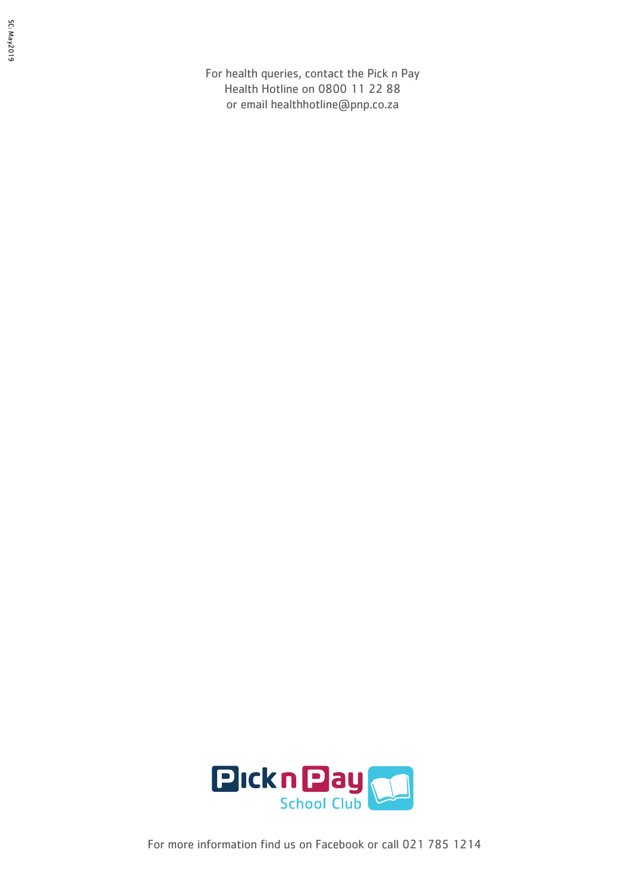For health queries, contact the Pick n Pay
Health Hotline on 0800 11 22 88
or email healthhotline@pnp.co.za

Pick n Pay School Club

For more information find us on Facebook or call 021 785 1214